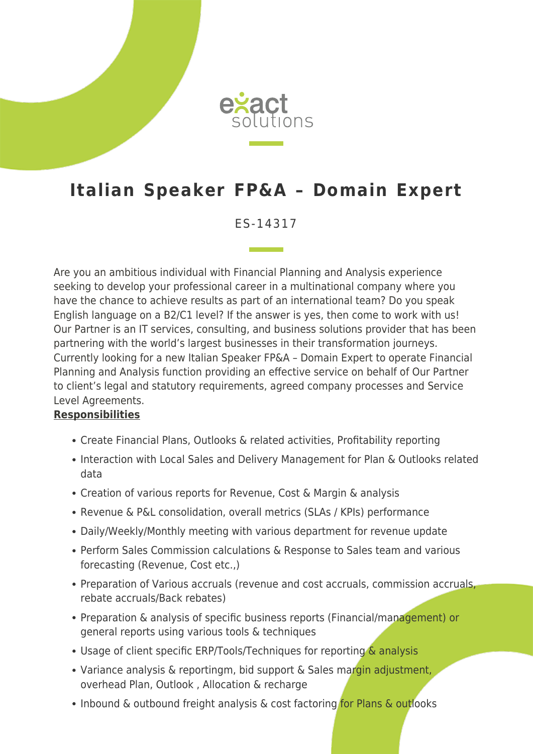exact solutions

# Italian Speaker FP&A – Domain Expert

ES-14317

Are you an ambitious individual with Financial Planning and Analysis experience seeking to develop your professional career in a multinational company where you have the chance to achieve results as part of an international team? Do you speak English language on a B2/C1 level? If the answer is yes, then come to work with us! Our Partner is an IT services, consulting, and business solutions provider that has been partnering with the world's largest businesses in their transformation journeys. Currently looking for a new Italian Speaker FP&A – Domain Expert to operate Financial Planning and Analysis function providing an effective service on behalf of Our Partner to client's legal and statutory requirements, agreed company processes and Service Level Agreements.

**Responsibilities**

- Create Financial Plans, Outlooks & related activities, Profitability reporting
- Interaction with Local Sales and Delivery Management for Plan & Outlooks related data
- Creation of various reports for Revenue, Cost & Margin & analysis
- Revenue & P&L consolidation, overall metrics (SLAs / KPIs) performance
- Daily/Weekly/Monthly meeting with various department for revenue update
- Perform Sales Commission calculations & Response to Sales team and various forecasting (Revenue, Cost etc.,)
- Preparation of Various accruals (revenue and cost accruals, commission accruals, rebate accruals/Back rebates)
- Preparation & analysis of specific business reports (Financial/management) or general reports using various tools & techniques
- Usage of client specific ERP/Tools/Techniques for reporting & analysis
- Variance analysis & reportingm, bid support & Sales margin adjustment, overhead Plan, Outlook , Allocation & recharge
- Inbound & outbound freight analysis & cost factoring for Plans & outlooks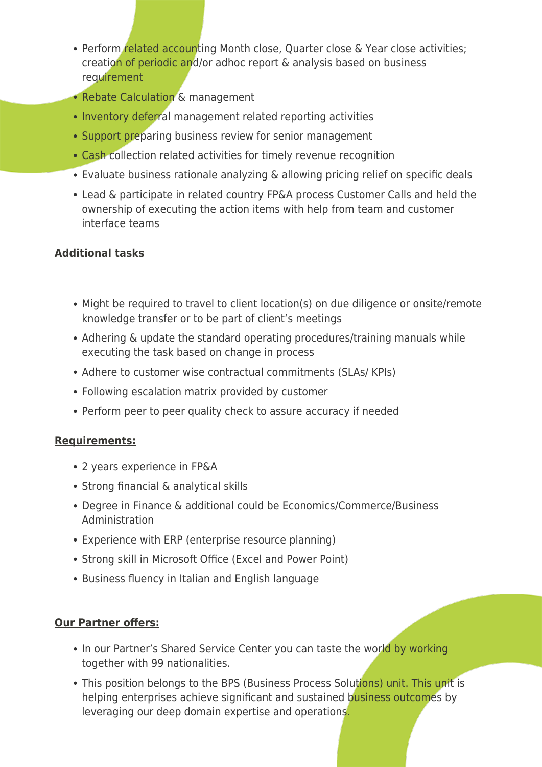- Perform related accounting Month close, Quarter close & Year close activities; creation of periodic and/or adhoc report & analysis based on business requirement
- Rebate Calculation & management
- Inventory deferral management related reporting activities
- Support preparing business review for senior management
- Cash collection related activities for timely revenue recognition
- Evaluate business rationale analyzing & allowing pricing relief on specific deals
- Lead & participate in related country FP&A process Customer Calls and held the ownership of executing the action items with help from team and customer interface teams

**Additional tasks**

- Might be required to travel to client location(s) on due diligence or onsite/remote knowledge transfer or to be part of client's meetings
- Adhering & update the standard operating procedures/training manuals while executing the task based on change in process
- Adhere to customer wise contractual commitments (SLAs/ KPIs)
- Following escalation matrix provided by customer
- Perform peer to peer quality check to assure accuracy if needed

**Requirements:**

- 2 years experience in FP&A
- Strong financial & analytical skills
- Degree in Finance & additional could be Economics/Commerce/Business Administration
- Experience with ERP (enterprise resource planning)
- Strong skill in Microsoft Office (Excel and Power Point)
- Business fluency in Italian and English language

**Our Partner offers:**

- In our Partner's Shared Service Center you can taste the world by working together with 99 nationalities.
- This position belongs to the BPS (Business Process Solutions) unit. This unit is helping enterprises achieve significant and sustained business outcomes by leveraging our deep domain expertise and operations.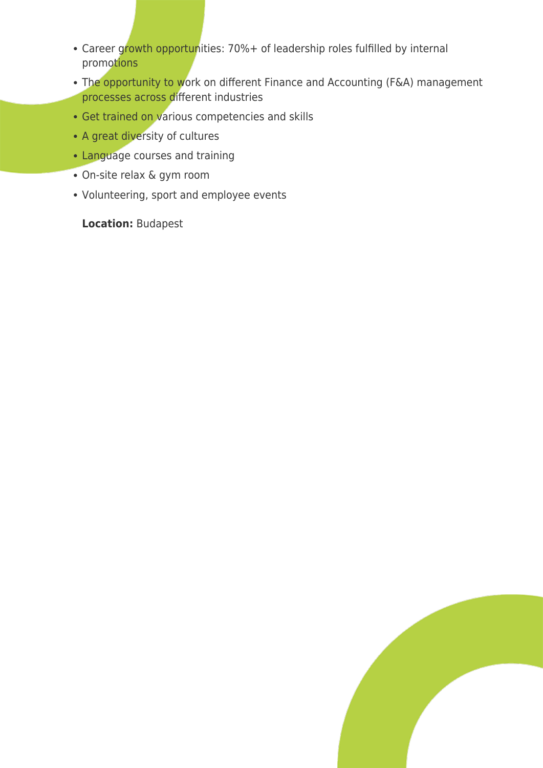- Career growth opportunities: 70%+ of leadership roles fulfilled by internal promotions
- The opportunity to work on different Finance and Accounting (F&A) management processes across different industries
- Get trained on various competencies and skills
- A great diversity of cultures
- Language courses and training
- On-site relax & gym room
- Volunteering, sport and employee events

**Location:** Budapest